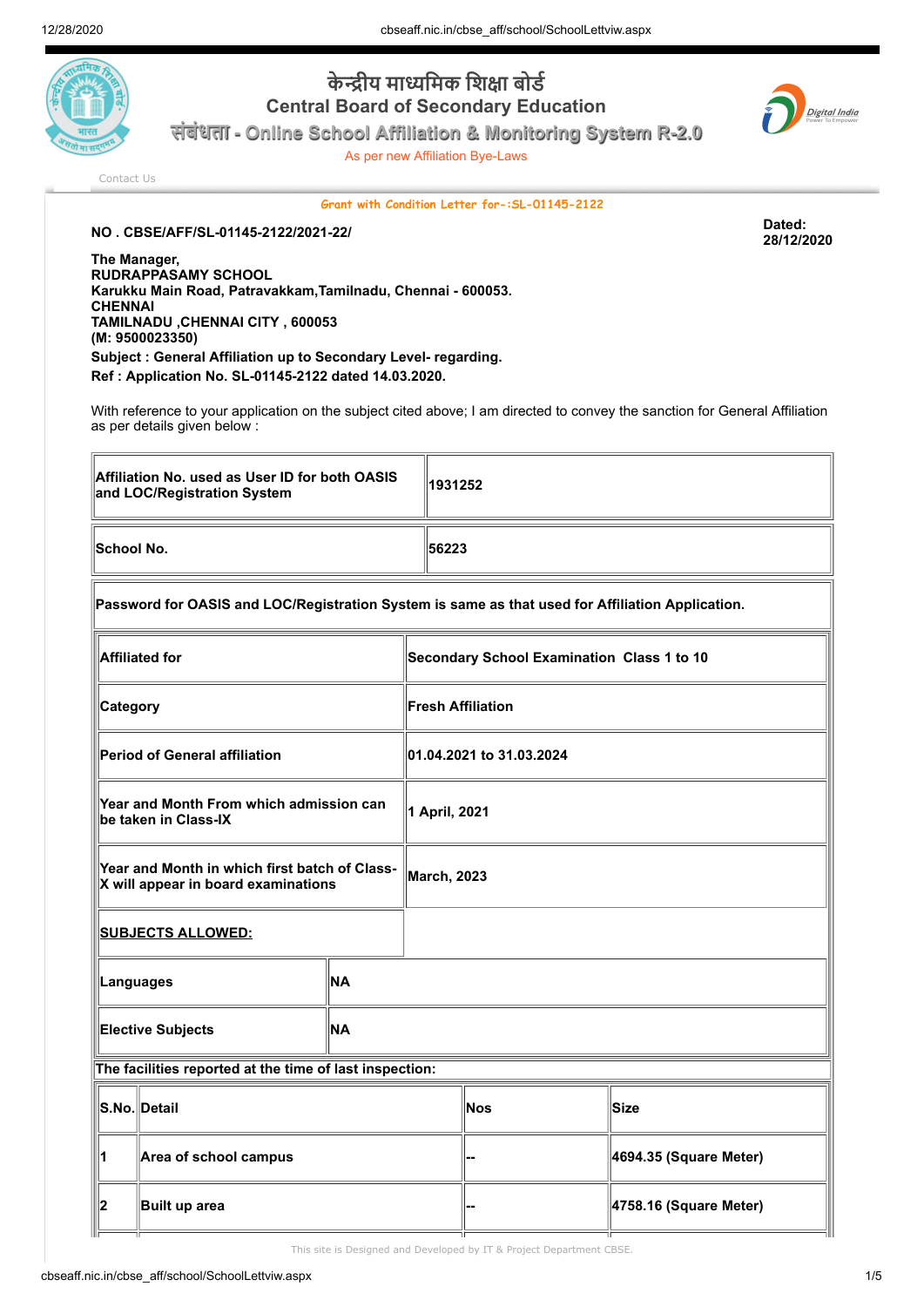# केन्द्रीय माध्यमिक शिक्षा बोर्ड

## Central Board of Secondary Education

### संबंधता - Online School Affiliation & Monitoring System R-2.0

As per new Affiliation Bye-Laws

Contact Us

**Grant with Condition Letter for-:SL-01145-2122**

**NO . CBSE/AFF/SL-01145-2122/2021-22/**

**Dated: 28/12/2020**

**The Manager,**
**RUDRAPPASAMY SCHOOL**
**Karukku Main Road, Patravakkam,Tamilnadu, Chennai - 600053.**
**CHENNAI**
**TAMILNADU ,CHENNAI CITY , 600053**
**(M: 9500023350)**

**Subject : General Affiliation up to Secondary Level- regarding.**
**Ref : Application No. SL-01145-2122 dated 14.03.2020.**

With reference to your application on the subject cited above; I am directed to convey the sanction for General Affiliation as per details given below :

| | |
|---|---|
| **Affiliation No. used as User ID for both OASIS and LOC/Registration System** | **1931252** |
| **School No.** | **56223** |

**Password for OASIS and LOC/Registration System is same as that used for Affiliation Application.**

| | |
|---|---|
| **Affiliated for** | **Secondary School Examination Class 1 to 10** |
| **Category** | **Fresh Affiliation** |
| **Period of General affiliation** | **01.04.2021 to 31.03.2024** |
| **Year and Month From which admission can be taken in Class-IX** | **1 April, 2021** |
| **Year and Month in which first batch of Class-X will appear in board examinations** | **March, 2023** |

**SUBJECTS ALLOWED:**

| | |
|---|---|
| **Languages** | **NA** |
| **Elective Subjects** | **NA** |

**The facilities reported at the time of last inspection:**

| S.No. | Detail | Nos | Size |
|---|---|---|---|
| 1 | Area of school campus | -- | 4694.35 (Square Meter) |
| 2 | Built up area | -- | 4758.16 (Square Meter) |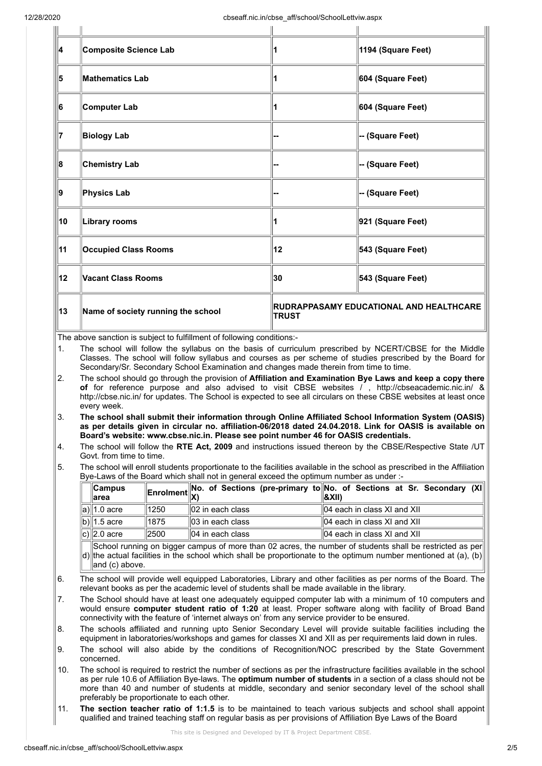| | | | |
|---|---|---|---|
| 4 | **Composite Science Lab** | **1** | **1194 (Square Feet)** |
| 5 | **Mathematics Lab** | **1** | **604 (Square Feet)** |
| 6 | **Computer Lab** | **1** | **604 (Square Feet)** |
| 7 | **Biology Lab** | **--** | **-- (Square Feet)** |
| 8 | **Chemistry Lab** | **--** | **-- (Square Feet)** |
| 9 | **Physics Lab** | **--** | **-- (Square Feet)** |
| 10 | **Library rooms** | **1** | **921 (Square Feet)** |
| 11 | **Occupied Class Rooms** | **12** | **543 (Square Feet)** |
| 12 | **Vacant Class Rooms** | **30** | **543 (Square Feet)** |
| 13 | **Name of society running the school** | **RUDRAPPASAMY EDUCATIONAL AND HEALTHCARE TRUST** | |

The above sanction is subject to fulfillment of following conditions:-

1. The school will follow the syllabus on the basis of curriculum prescribed by NCERT/CBSE for the Middle Classes. The school will follow syllabus and courses as per scheme of studies prescribed by the Board for Secondary/Sr. Secondary School Examination and changes made therein from time to time.
2. The school should go through the provision of **Affiliation and Examination Bye Laws and keep a copy there of** for reference purpose and also advised to visit CBSE websites / , http://cbseacademic.nic.in/ & http://cbse.nic.in/ for updates. The School is expected to see all circulars on these CBSE websites at least once every week.
3. **The school shall submit their information through Online Affiliated School Information System (OASIS) as per details given in circular no. affiliation-06/2018 dated 24.04.2018. Link for OASIS is available on Board's website: www.cbse.nic.in. Please see point number 46 for OASIS credentials.**
4. The school will follow the **RTE Act, 2009** and instructions issued thereon by the CBSE/Respective State /UT Govt. from time to time.
5. The school will enroll students proportionate to the facilities available in the school as prescribed in the Affiliation Bye-Laws of the Board which shall not in general exceed the optimum number as under :-

| | Campus area | Enrolment | No. of Sections (pre-primary to X) | No. of Sections at Sr. Secondary (XI &XII) |
|---|---|---|---|---|
| a) | 1.0 acre | 1250 | 02 in each class | 04 each in class XI and XII |
| b) | 1.5 acre | 1875 | 03 in each class | 04 each in class XI and XII |
| c) | 2.0 acre | 2500 | 04 in each class | 04 each in class XI and XII |
| d) | School running on bigger campus of more than 02 acres, the number of students shall be restricted as per the actual facilities in the school which shall be proportionate to the optimum number mentioned at (a), (b) and (c) above. | | | |

6. The school will provide well equipped Laboratories, Library and other facilities as per norms of the Board. The relevant books as per the academic level of students shall be made available in the library.
7. The School should have at least one adequately equipped computer lab with a minimum of 10 computers and would ensure **computer student ratio of 1:20** at least. Proper software along with facility of Broad Band connectivity with the feature of 'internet always on' from any service provider to be ensured.
8. The schools affiliated and running upto Senior Secondary Level will provide suitable facilities including the equipment in laboratories/workshops and games for classes XI and XII as per requirements laid down in rules.
9. The school will also abide by the conditions of Recognition/NOC prescribed by the State Government concerned.
10. The school is required to restrict the number of sections as per the infrastructure facilities available in the school as per rule 10.6 of Affiliation Bye-laws. The **optimum number of students** in a section of a class should not be more than 40 and number of students at middle, secondary and senior secondary level of the school shall preferably be proportionate to each other.
11. **The section teacher ratio of 1:1.5** is to be maintained to teach various subjects and school shall appoint qualified and trained teaching staff on regular basis as per provisions of Affiliation Bye Laws of the Board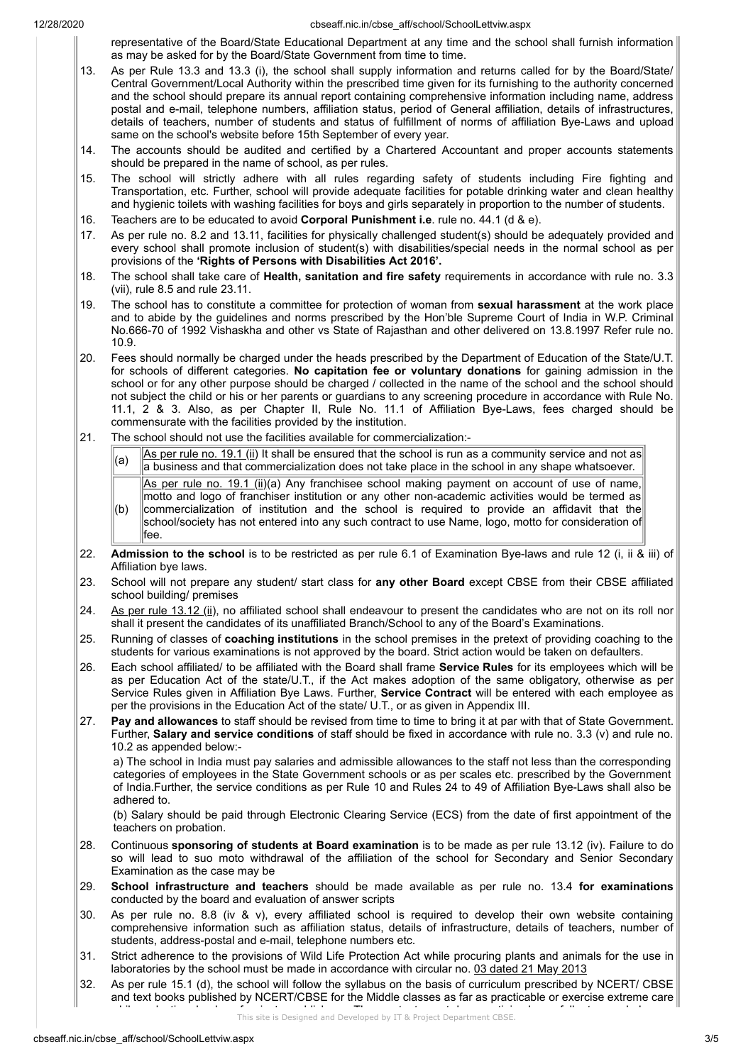representative of the Board/State Educational Department at any time and the school shall furnish information as may be asked for by the Board/State Government from time to time.

13. As per Rule 13.3 and 13.3 (i), the school shall supply information and returns called for by the Board/State/ Central Government/Local Authority within the prescribed time given for its furnishing to the authority concerned and the school should prepare its annual report containing comprehensive information including name, address postal and e-mail, telephone numbers, affiliation status, period of General affiliation, details of infrastructures, details of teachers, number of students and status of fulfillment of norms of affiliation Bye-Laws and upload same on the school's website before 15th September of every year.

14. The accounts should be audited and certified by a Chartered Accountant and proper accounts statements should be prepared in the name of school, as per rules.

15. The school will strictly adhere with all rules regarding safety of students including Fire fighting and Transportation, etc. Further, school will provide adequate facilities for potable drinking water and clean healthy and hygienic toilets with washing facilities for boys and girls separately in proportion to the number of students.

16. Teachers are to be educated to avoid **Corporal Punishment i.e**. rule no. 44.1 (d & e).

17. As per rule no. 8.2 and 13.11, facilities for physically challenged student(s) should be adequately provided and every school shall promote inclusion of student(s) with disabilities/special needs in the normal school as per provisions of the **'Rights of Persons with Disabilities Act 2016'.**

18. The school shall take care of **Health, sanitation and fire safety** requirements in accordance with rule no. 3.3 (vii), rule 8.5 and rule 23.11.

19. The school has to constitute a committee for protection of woman from **sexual harassment** at the work place and to abide by the guidelines and norms prescribed by the Hon'ble Supreme Court of India in W.P. Criminal No.666-70 of 1992 Vishaskha and other vs State of Rajasthan and other delivered on 13.8.1997 Refer rule no. 10.9.

20. Fees should normally be charged under the heads prescribed by the Department of Education of the State/U.T. for schools of different categories. **No capitation fee or voluntary donations** for gaining admission in the school or for any other purpose should be charged / collected in the name of the school and the school should not subject the child or his or her parents or guardians to any screening procedure in accordance with Rule No. 11.1, 2 & 3. Also, as per Chapter II, Rule No. 11.1 of Affiliation Bye-Laws, fees charged should be commensurate with the facilities provided by the institution.

21. The school should not use the facilities available for commercialization:-

| | |
|---|---|
| (a) | As per rule no. 19.1 (ii) It shall be ensured that the school is run as a community service and not as a business and that commercialization does not take place in the school in any shape whatsoever. |
| (b) | As per rule no. 19.1 (ii)(a) Any franchisee school making payment on account of use of name, motto and logo of franchiser institution or any other non-academic activities would be termed as commercialization of institution and the school is required to provide an affidavit that the school/society has not entered into any such contract to use Name, logo, motto for consideration of fee. |

22. **Admission to the school** is to be restricted as per rule 6.1 of Examination Bye-laws and rule 12 (i, ii & iii) of Affiliation bye laws.

23. School will not prepare any student/ start class for **any other Board** except CBSE from their CBSE affiliated school building/ premises

24. As per rule 13.12 (ii), no affiliated school shall endeavour to present the candidates who are not on its roll nor shall it present the candidates of its unaffiliated Branch/School to any of the Board's Examinations.

25. Running of classes of **coaching institutions** in the school premises in the pretext of providing coaching to the students for various examinations is not approved by the board. Strict action would be taken on defaulters.

26. Each school affiliated/ to be affiliated with the Board shall frame **Service Rules** for its employees which will be as per Education Act of the state/U.T., if the Act makes adoption of the same obligatory, otherwise as per Service Rules given in Affiliation Bye Laws. Further, **Service Contract** will be entered with each employee as per the provisions in the Education Act of the state/ U.T., or as given in Appendix III.

27. **Pay and allowances** to staff should be revised from time to time to bring it at par with that of State Government. Further, **Salary and service conditions** of staff should be fixed in accordance with rule no. 3.3 (v) and rule no. 10.2 as appended below:-

    a) The school in India must pay salaries and admissible allowances to the staff not less than the corresponding categories of employees in the State Government schools or as per scales etc. prescribed by the Government of India.Further, the service conditions as per Rule 10 and Rules 24 to 49 of Affiliation Bye-Laws shall also be adhered to.

    (b) Salary should be paid through Electronic Clearing Service (ECS) from the date of first appointment of the teachers on probation.

28. Continuous **sponsoring of students at Board examination** is to be made as per rule 13.12 (iv). Failure to do so will lead to suo moto withdrawal of the affiliation of the school for Secondary and Senior Secondary Examination as the case may be

29. **School infrastructure and teachers** should be made available as per rule no. 13.4 **for examinations** conducted by the board and evaluation of answer scripts

30. As per rule no. 8.8 (iv & v), every affiliated school is required to develop their own website containing comprehensive information such as affiliation status, details of infrastructure, details of teachers, number of students, address-postal and e-mail, telephone numbers etc.

31. Strict adherence to the provisions of Wild Life Protection Act while procuring plants and animals for the use in laboratories by the school must be made in accordance with circular no. 03 dated 21 May 2013

32. As per rule 15.1 (d), the school will follow the syllabus on the basis of curriculum prescribed by NCERT/ CBSE and text books published by NCERT/CBSE for the Middle classes as far as practicable or exercise extreme care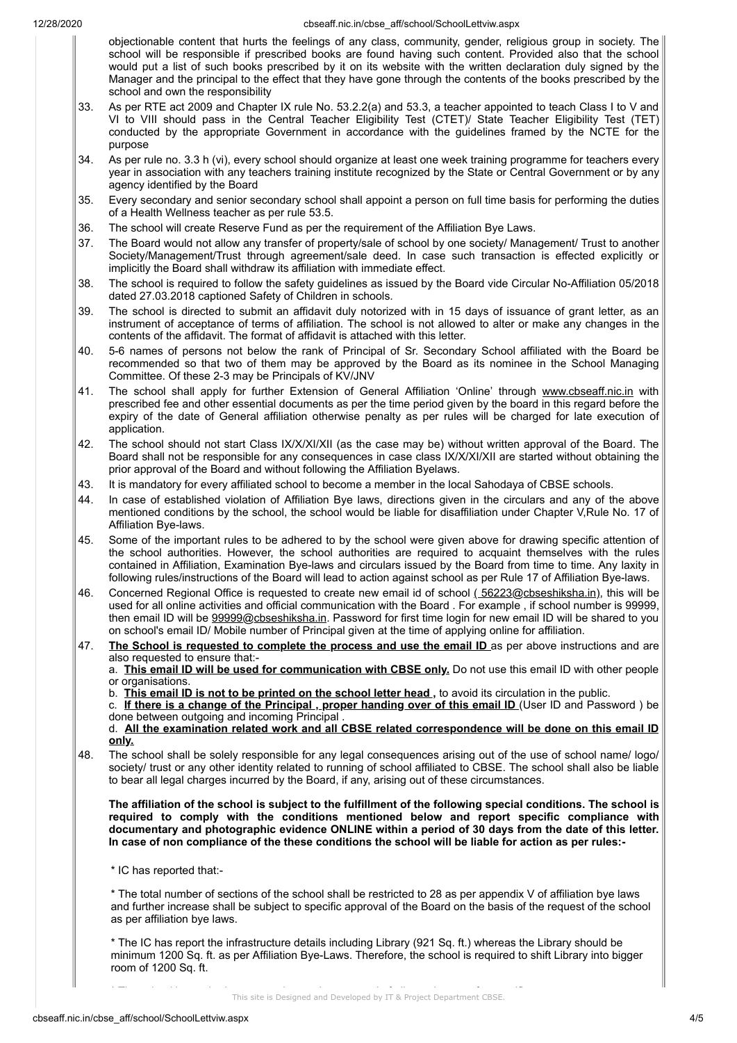objectionable content that hurts the feelings of any class, community, gender, religious group in society. The school will be responsible if prescribed books are found having such content. Provided also that the school would put a list of such books prescribed by it on its website with the written declaration duly signed by the Manager and the principal to the effect that they have gone through the contents of the books prescribed by the school and own the responsibility

33. As per RTE act 2009 and Chapter IX rule No. 53.2.2(a) and 53.3, a teacher appointed to teach Class I to V and VI to VIII should pass in the Central Teacher Eligibility Test (CTET)/ State Teacher Eligibility Test (TET) conducted by the appropriate Government in accordance with the guidelines framed by the NCTE for the purpose

34. As per rule no. 3.3 h (vi), every school should organize at least one week training programme for teachers every year in association with any teachers training institute recognized by the State or Central Government or by any agency identified by the Board

35. Every secondary and senior secondary school shall appoint a person on full time basis for performing the duties of a Health Wellness teacher as per rule 53.5.

36. The school will create Reserve Fund as per the requirement of the Affiliation Bye Laws.

37. The Board would not allow any transfer of property/sale of school by one society/ Management/ Trust to another Society/Management/Trust through agreement/sale deed. In case such transaction is effected explicitly or implicitly the Board shall withdraw its affiliation with immediate effect.

38. The school is required to follow the safety guidelines as issued by the Board vide Circular No-Affiliation 05/2018 dated 27.03.2018 captioned Safety of Children in schools.

39. The school is directed to submit an affidavit duly notorized with in 15 days of issuance of grant letter, as an instrument of acceptance of terms of affiliation. The school is not allowed to alter or make any changes in the contents of the affidavit. The format of affidavit is attached with this letter.

40. 5-6 names of persons not below the rank of Principal of Sr. Secondary School affiliated with the Board be recommended so that two of them may be approved by the Board as its nominee in the School Managing Committee. Of these 2-3 may be Principals of KV/JNV

41. The school shall apply for further Extension of General Affiliation 'Online' through www.cbseaff.nic.in with prescribed fee and other essential documents as per the time period given by the board in this regard before the expiry of the date of General affiliation otherwise penalty as per rules will be charged for late execution of application.

42. The school should not start Class IX/X/XI/XII (as the case may be) without written approval of the Board. The Board shall not be responsible for any consequences in case class IX/X/XI/XII are started without obtaining the prior approval of the Board and without following the Affiliation Byelaws.

43. It is mandatory for every affiliated school to become a member in the local Sahodaya of CBSE schools.

44. In case of established violation of Affiliation Bye laws, directions given in the circulars and any of the above mentioned conditions by the school, the school would be liable for disaffiliation under Chapter V,Rule No. 17 of Affiliation Bye-laws.

45. Some of the important rules to be adhered to by the school were given above for drawing specific attention of the school authorities. However, the school authorities are required to acquaint themselves with the rules contained in Affiliation, Examination Bye-laws and circulars issued by the Board from time to time. Any laxity in following rules/instructions of the Board will lead to action against school as per Rule 17 of Affiliation Bye-laws.

46. Concerned Regional Office is requested to create new email id of school ( 56223@cbseshiksha.in), this will be used for all online activities and official communication with the Board . For example , if school number is 99999, then email ID will be 99999@cbseshiksha.in. Password for first time login for new email ID will be shared to you on school's email ID/ Mobile number of Principal given at the time of applying online for affiliation.

47. **The School is requested to complete the process and use the email ID** as per above instructions and are also requested to ensure that:-
    a. **This email ID will be used for communication with CBSE only.** Do not use this email ID with other people or organisations.
    b. **This email ID is not to be printed on the school letter head ,** to avoid its circulation in the public.
    c. **If there is a change of the Principal , proper handing over of this email ID** (User ID and Password ) be done between outgoing and incoming Principal .
    d. **All the examination related work and all CBSE related correspondence will be done on this email ID only.**

48. The school shall be solely responsible for any legal consequences arising out of the use of school name/ logo/ society/ trust or any other identity related to running of school affiliated to CBSE. The school shall also be liable to bear all legal charges incurred by the Board, if any, arising out of these circumstances.

**The affiliation of the school is subject to the fulfillment of the following special conditions. The school is required to comply with the conditions mentioned below and report specific compliance with documentary and photographic evidence ONLINE within a period of 30 days from the date of this letter. In case of non compliance of the these conditions the school will be liable for action as per rules:-**

* IC has reported that:-

* The total number of sections of the school shall be restricted to 28 as per appendix V of affiliation bye laws and further increase shall be subject to specific approval of the Board on the basis of the request of the school as per affiliation bye laws.

* The IC has report the infrastructure details including Library (921 Sq. ft.) whereas the Library should be minimum 1200 Sq. ft. as per Affiliation Bye-Laws. Therefore, the school is required to shift Library into bigger room of 1200 Sq. ft.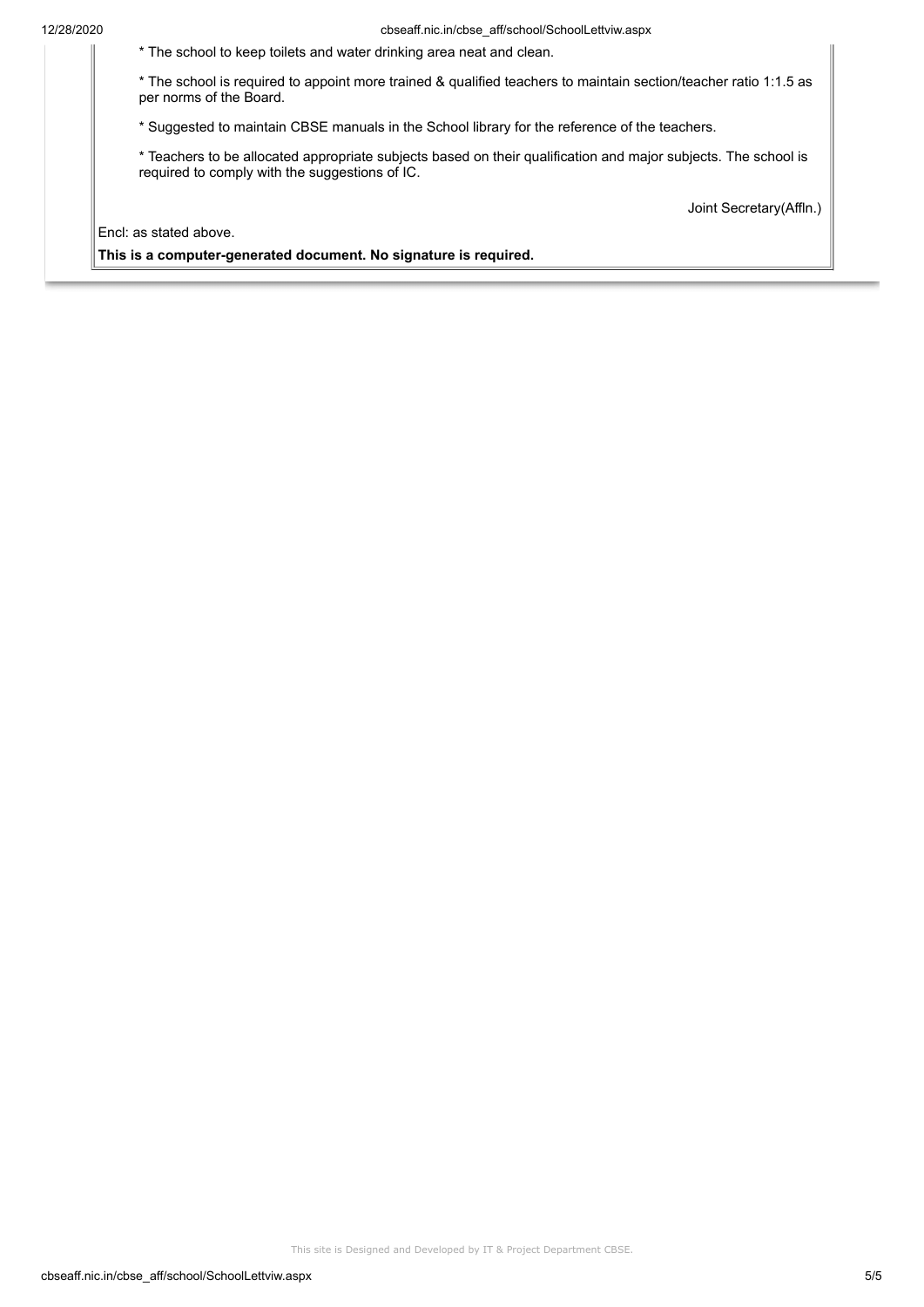* The school to keep toilets and water drinking area neat and clean.

* The school is required to appoint more trained & qualified teachers to maintain section/teacher ratio 1:1.5 as per norms of the Board.

* Suggested to maintain CBSE manuals in the School library for the reference of the teachers.

* Teachers to be allocated appropriate subjects based on their qualification and major subjects. The school is required to comply with the suggestions of IC.

Joint Secretary(Affln.)

Encl: as stated above.

**This is a computer-generated document. No signature is required.**

This site is Designed and Developed by IT & Project Department CBSE.